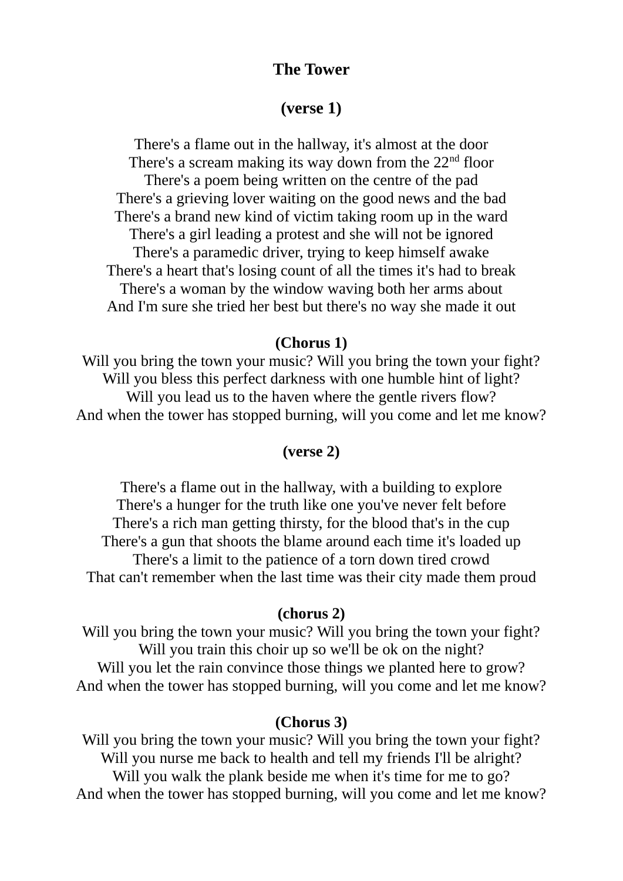# The Tower

### (verse 1)

There's a flame out in the hallway, it's almost at the door
There's a scream making its way down from the 22nd floor
There's a poem being written on the centre of the pad
There's a grieving lover waiting on the good news and the bad
There's a brand new kind of victim taking room up in the ward
There's a girl leading a protest and she will not be ignored
There's a paramedic driver, trying to keep himself awake
There's a heart that's losing count of all the times it's had to break
There's a woman by the window waving both her arms about
And I'm sure she tried her best but there's no way she made it out

### (Chorus 1)

Will you bring the town your music? Will you bring the town your fight?
Will you bless this perfect darkness with one humble hint of light?
Will you lead us to the haven where the gentle rivers flow?
And when the tower has stopped burning, will you come and let me know?

### (verse 2)

There's a flame out in the hallway, with a building to explore
There's a hunger for the truth like one you've never felt before
There's a rich man getting thirsty, for the blood that's in the cup
There's a gun that shoots the blame around each time it's loaded up
There's a limit to the patience of a torn down tired crowd
That can't remember when the last time was their city made them proud

### (chorus 2)

Will you bring the town your music? Will you bring the town your fight?
Will you train this choir up so we'll be ok on the night?
Will you let the rain convince those things we planted here to grow?
And when the tower has stopped burning, will you come and let me know?

### (Chorus 3)

Will you bring the town your music? Will you bring the town your fight?
Will you nurse me back to health and tell my friends I'll be alright?
Will you walk the plank beside me when it's time for me to go?
And when the tower has stopped burning, will you come and let me know?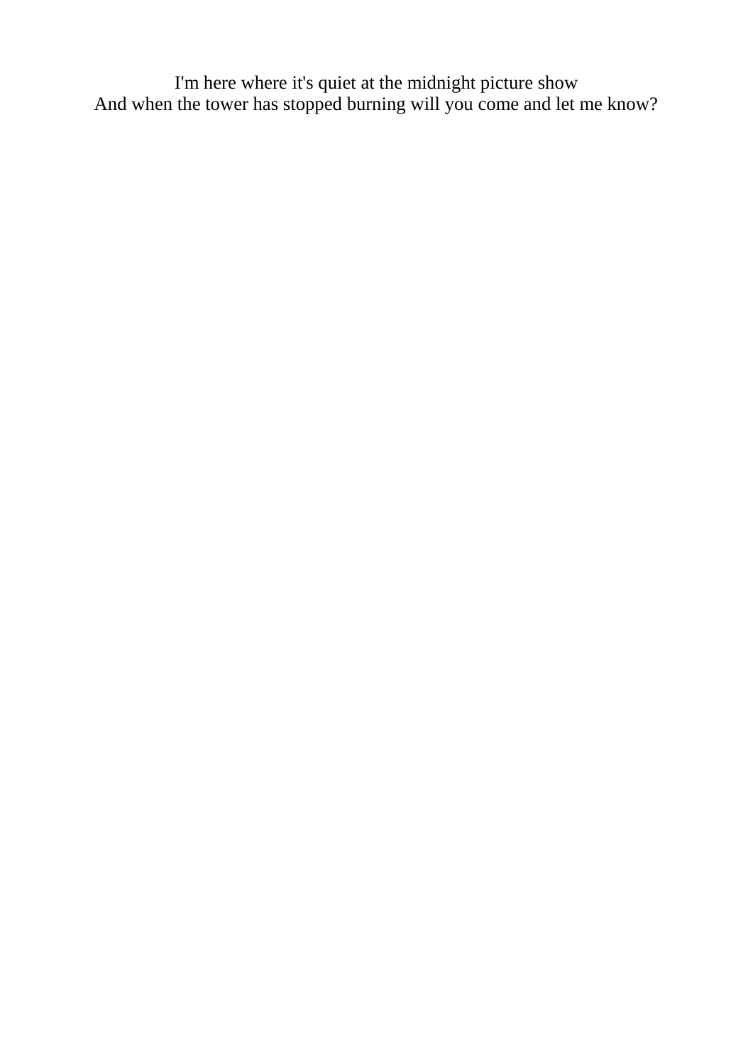I'm here where it's quiet at the midnight picture show
And when the tower has stopped burning will you come and let me know?